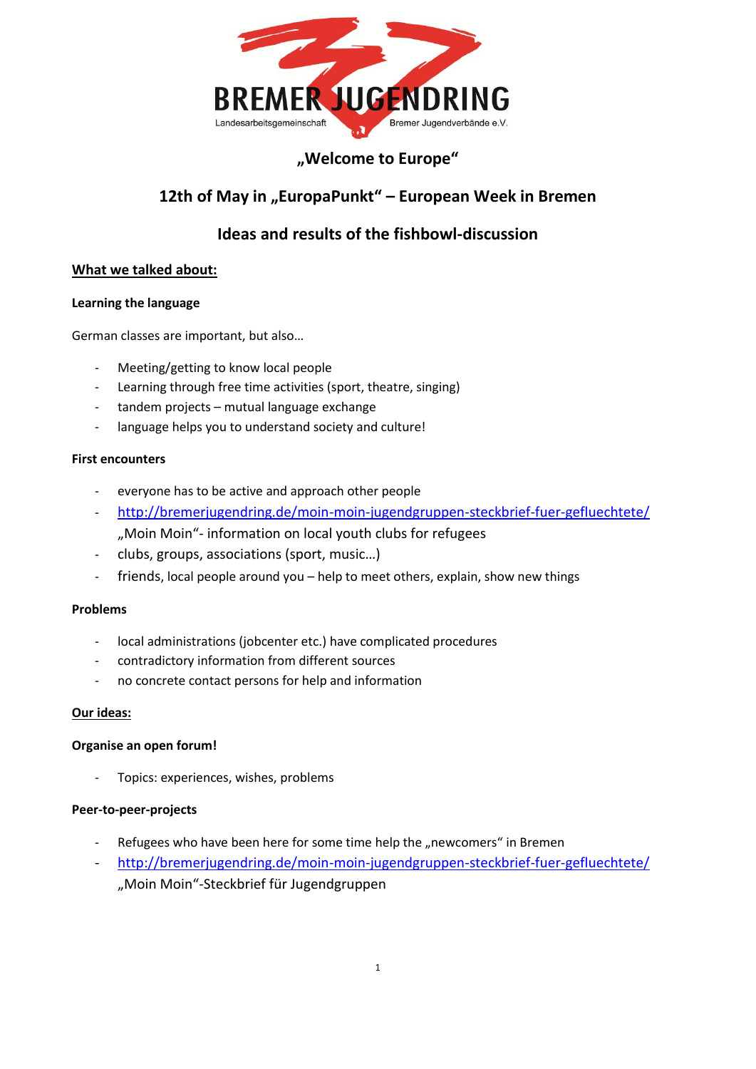BREMER JUGENDRING

Landesarbeitsgemeinschaft Bremer Jugendverbände e.V.

# „Welcome to Europe"

## 12th of May in „EuropaPunkt" – European Week in Bremen

## Ideas and results of the fishbowl-discussion

### What we talked about:

**Learning the language**

German classes are important, but also…

- Meeting/getting to know local people
- Learning through free time activities (sport, theatre, singing)
- tandem projects – mutual language exchange
- language helps you to understand society and culture!

**First encounters**

- everyone has to be active and approach other people
- http://bremerjugendring.de/moin-moin-jugendgruppen-steckbrief-fuer-gefluechtete/
  „Moin Moin"- information on local youth clubs for refugees
- clubs, groups, associations (sport, music…)
- friends, local people around you – help to meet others, explain, show new things

**Problems**

- local administrations (jobcenter etc.) have complicated procedures
- contradictory information from different sources
- no concrete contact persons for help and information

### Our ideas:

**Organise an open forum!**

- Topics: experiences, wishes, problems

**Peer-to-peer-projects**

- Refugees who have been here for some time help the „newcomers" in Bremen
- http://bremerjugendring.de/moin-moin-jugendgruppen-steckbrief-fuer-gefluechtete/
  „Moin Moin"-Steckbrief für Jugendgruppen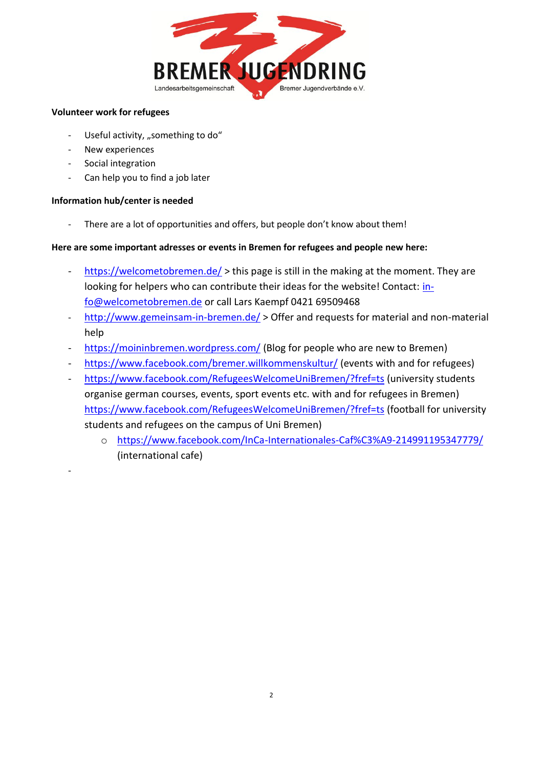BREMER JUGENDRING

Landesarbeitsgemeinschaft Bremer Jugendverbände e.V.

**Volunteer work for refugees**

- Useful activity, „something to do"
- New experiences
- Social integration
- Can help you to find a job later

**Information hub/center is needed**

- There are a lot of opportunities and offers, but people don't know about them!

**Here are some important adresses or events in Bremen for refugees and people new here:**

- https://welcometobremen.de/ > this page is still in the making at the moment. They are looking for helpers who can contribute their ideas for the website! Contact: info@welcometobremen.de or call Lars Kaempf 0421 69509468
- http://www.gemeinsam-in-bremen.de/ > Offer and requests for material and non-material help
- https://moininbremen.wordpress.com/ (Blog for people who are new to Bremen)
- https://www.facebook.com/bremer.willkommenskultur/ (events with and for refugees)
- https://www.facebook.com/RefugeesWelcomeUniBremen/?fref=ts (university students organise german courses, events, sport events etc. with and for refugees in Bremen)
  https://www.facebook.com/RefugeesWelcomeUniBremen/?fref=ts (football for university students and refugees on the campus of Uni Bremen)
    - https://www.facebook.com/InCa-Internationales-Caf%C3%A9-214991195347779/ (international cafe)
-